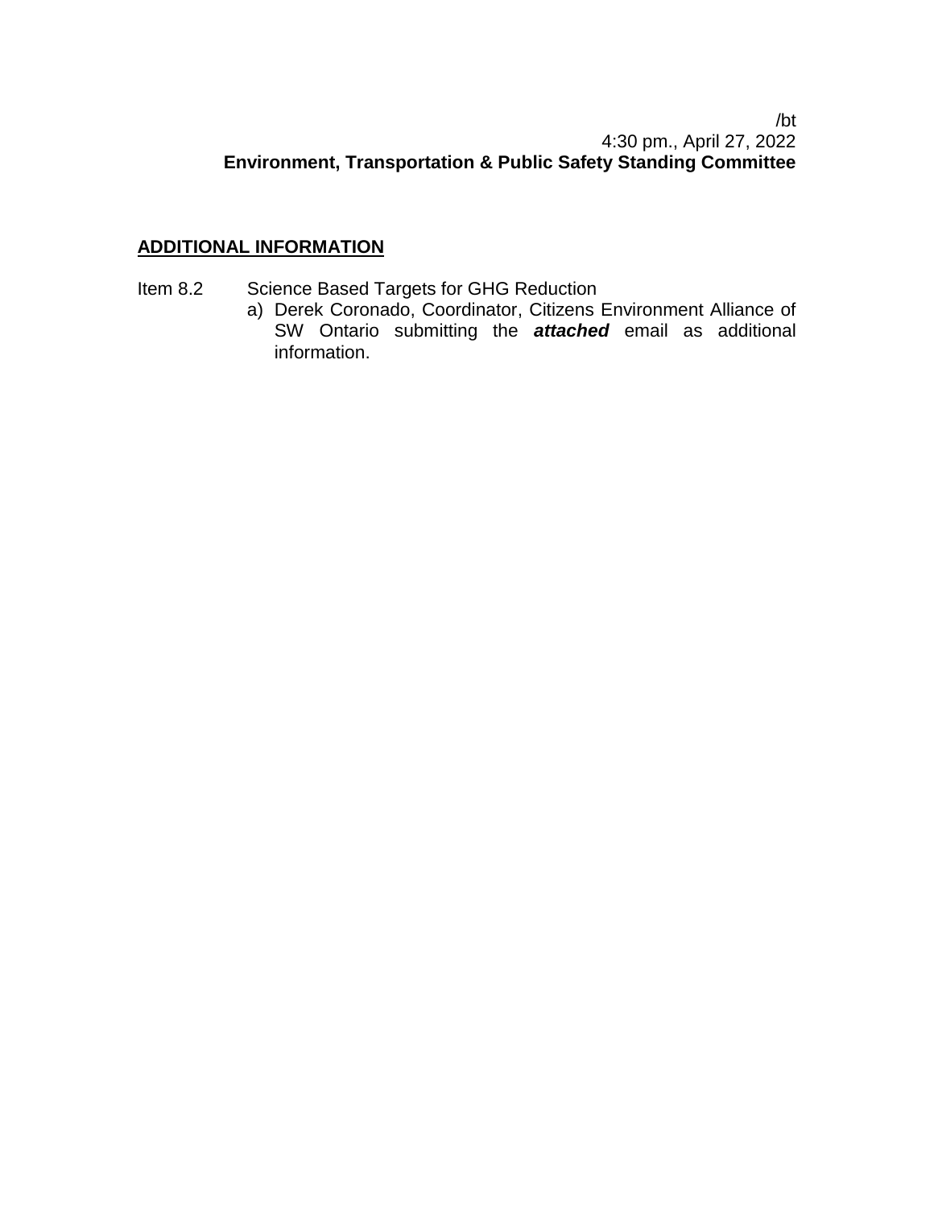/bt
4:30 pm., April 27, 2022
**Environment, Transportation & Public Safety Standing Committee**

**ADDITIONAL INFORMATION**

Item 8.2 Science Based Targets for GHG Reduction

a) Derek Coronado, Coordinator, Citizens Environment Alliance of SW Ontario submitting the ***attached*** email as additional information.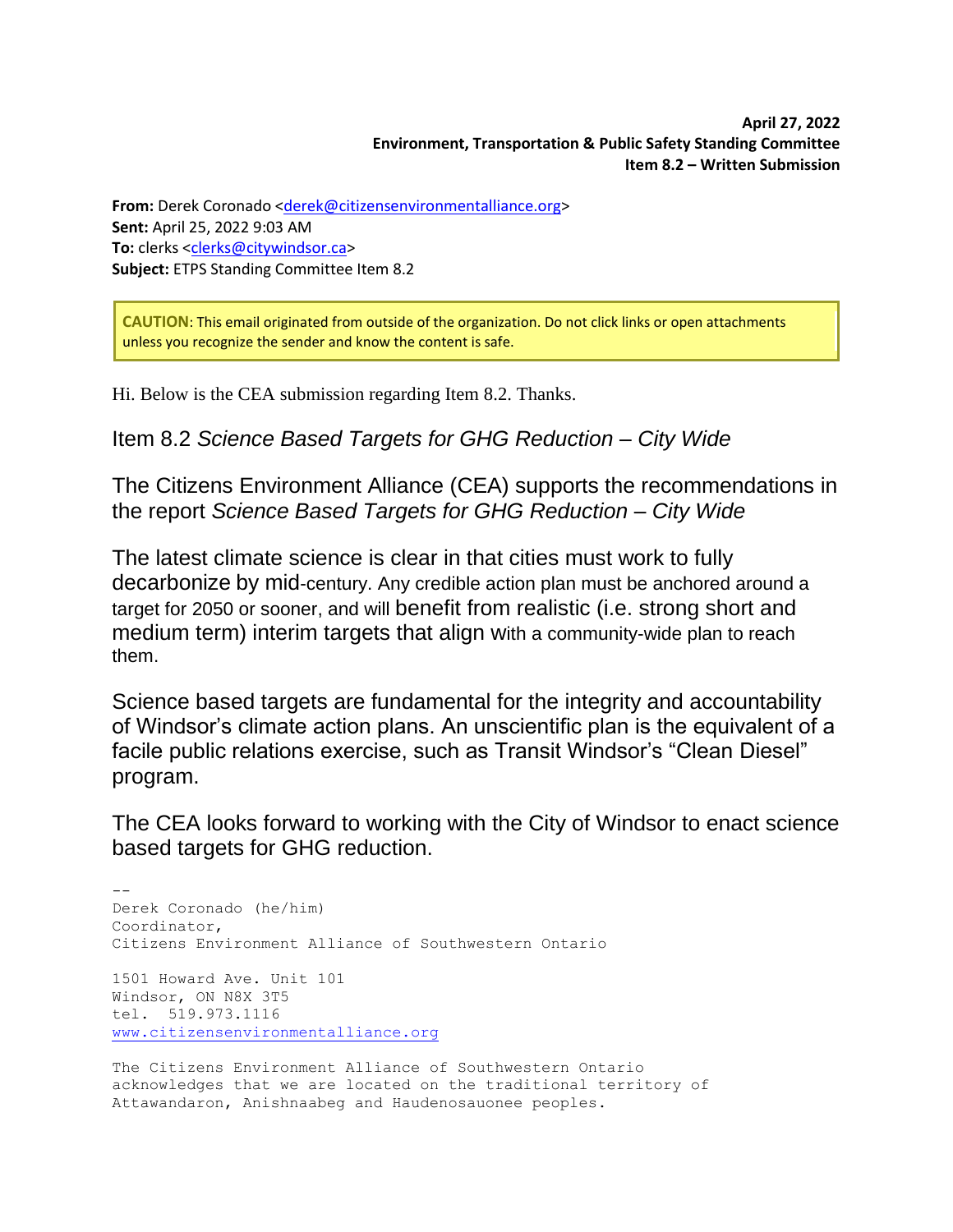**April 27, 2022**
**Environment, Transportation & Public Safety Standing Committee**
**Item 8.2 – Written Submission**

**From:** Derek Coronado <derek@citizensenvironmentalalliance.org>
**Sent:** April 25, 2022 9:03 AM
**To:** clerks <clerks@citywindsor.ca>
**Subject:** ETPS Standing Committee Item 8.2

**CAUTION**: This email originated from outside of the organization. Do not click links or open attachments unless you recognize the sender and know the content is safe.

Hi. Below is the CEA submission regarding Item 8.2. Thanks.

Item 8.2 *Science Based Targets for GHG Reduction – City Wide*

The Citizens Environment Alliance (CEA) supports the recommendations in the report *Science Based Targets for GHG Reduction – City Wide*

The latest climate science is clear in that cities must work to fully decarbonize by mid-century. Any credible action plan must be anchored around a target for 2050 or sooner, and will benefit from realistic (i.e. strong short and medium term) interim targets that align with a community-wide plan to reach them.

Science based targets are fundamental for the integrity and accountability of Windsor's climate action plans. An unscientific plan is the equivalent of a facile public relations exercise, such as Transit Windsor's "Clean Diesel" program.

The CEA looks forward to working with the City of Windsor to enact science based targets for GHG reduction.

--
Derek Coronado (he/him)
Coordinator,
Citizens Environment Alliance of Southwestern Ontario

1501 Howard Ave. Unit 101
Windsor, ON N8X 3T5
tel. 519.973.1116
www.citizensenvironmentalliance.org

The Citizens Environment Alliance of Southwestern Ontario acknowledges that we are located on the traditional territory of Attawandaron, Anishnaabeg and Haudenosauonee peoples.